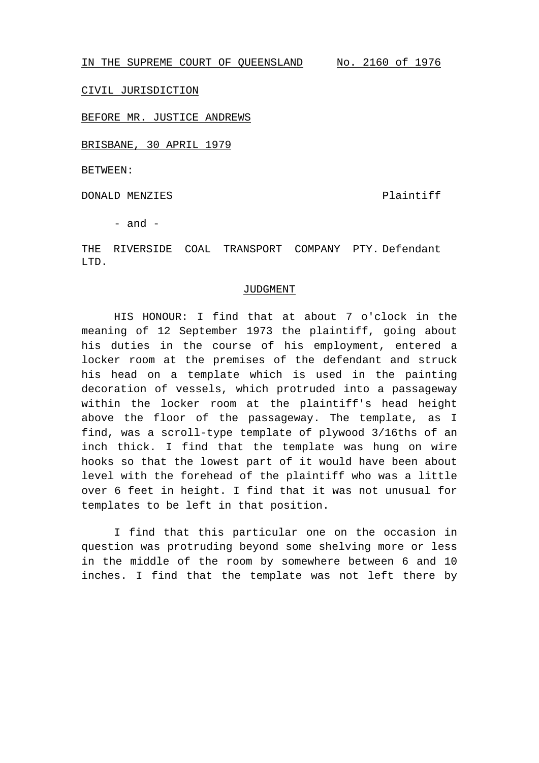IN THE SUPREME COURT OF QUEENSLAND     No. 2160 of 1976

CIVIL JURISDICTION

BEFORE MR. JUSTICE ANDREWS

BRISBANE, 30 APRIL 1979

BETWEEN:

DONALD MENZIES     Plaintiff

- and -

THE RIVERSIDE COAL TRANSPORT COMPANY PTY. LTD.     Defendant

## JUDGMENT

HIS HONOUR: I find that at about 7 o'clock in the meaning of 12 September 1973 the plaintiff, going about his duties in the course of his employment, entered a locker room at the premises of the defendant and struck his head on a template which is used in the painting decoration of vessels, which protruded into a passageway within the locker room at the plaintiff's head height above the floor of the passageway. The template, as I find, was a scroll-type template of plywood 3/16ths of an inch thick. I find that the template was hung on wire hooks so that the lowest part of it would have been about level with the forehead of the plaintiff who was a little over 6 feet in height. I find that it was not unusual for templates to be left in that position.

I find that this particular one on the occasion in question was protruding beyond some shelving more or less in the middle of the room by somewhere between 6 and 10 inches. I find that the template was not left there by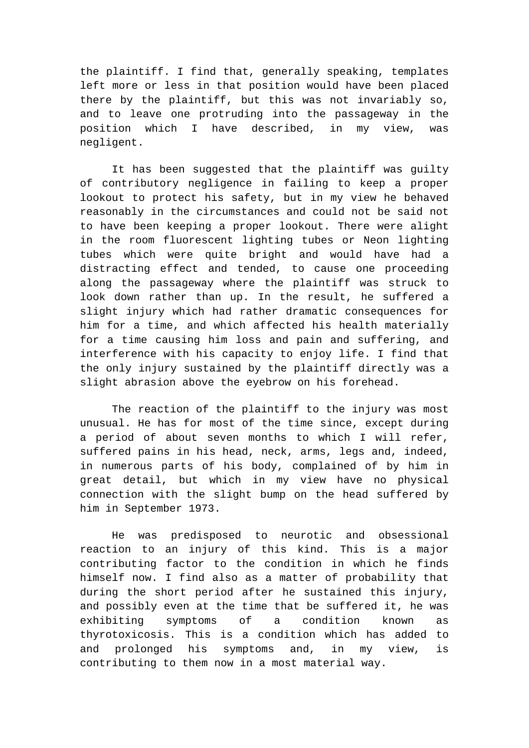the plaintiff. I find that, generally speaking, templates left more or less in that position would have been placed there by the plaintiff, but this was not invariably so, and to leave one protruding into the passageway in the position which I have described, in my view, was negligent.

It has been suggested that the plaintiff was guilty of contributory negligence in failing to keep a proper lookout to protect his safety, but in my view he behaved reasonably in the circumstances and could not be said not to have been keeping a proper lookout. There were alight in the room fluorescent lighting tubes or Neon lighting tubes which were quite bright and would have had a distracting effect and tended, to cause one proceeding along the passageway where the plaintiff was struck to look down rather than up. In the result, he suffered a slight injury which had rather dramatic consequences for him for a time, and which affected his health materially for a time causing him loss and pain and suffering, and interference with his capacity to enjoy life. I find that the only injury sustained by the plaintiff directly was a slight abrasion above the eyebrow on his forehead.

The reaction of the plaintiff to the injury was most unusual. He has for most of the time since, except during a period of about seven months to which I will refer, suffered pains in his head, neck, arms, legs and, indeed, in numerous parts of his body, complained of by him in great detail, but which in my view have no physical connection with the slight bump on the head suffered by him in September 1973.

He was predisposed to neurotic and obsessional reaction to an injury of this kind. This is a major contributing factor to the condition in which he finds himself now. I find also as a matter of probability that during the short period after he sustained this injury, and possibly even at the time that be suffered it, he was exhibiting symptoms of a condition known as thyrotoxicosis. This is a condition which has added to and prolonged his symptoms and, in my view, is contributing to them now in a most material way.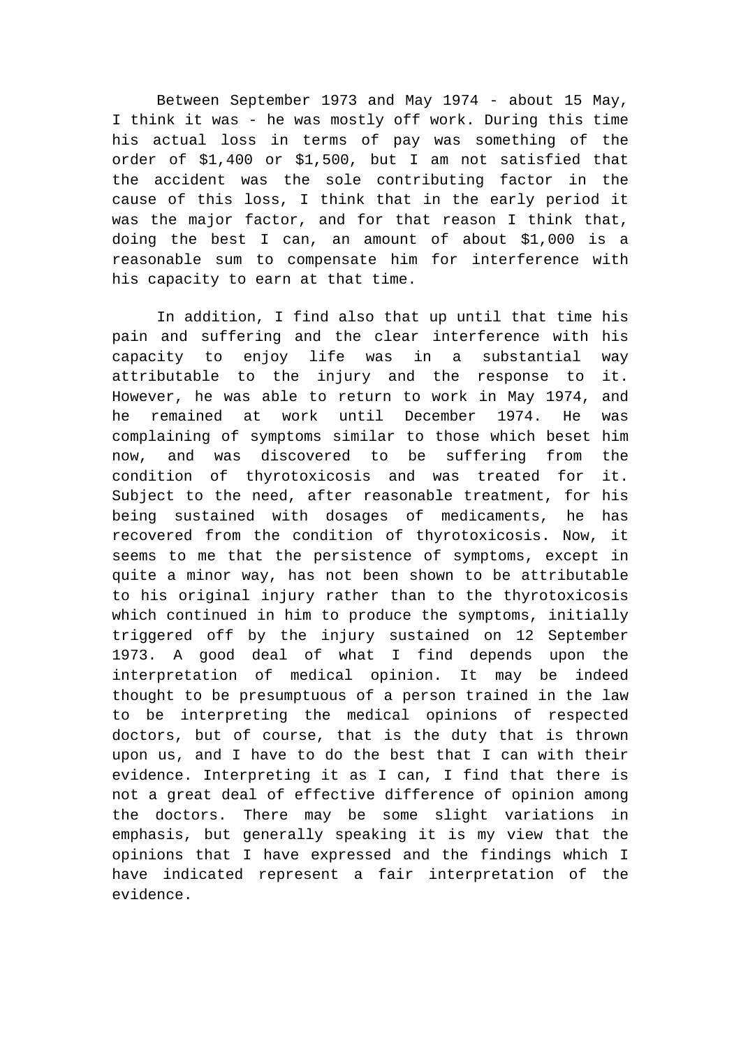Between September 1973 and May 1974 - about 15 May, I think it was - he was mostly off work. During this time his actual loss in terms of pay was something of the order of $1,400 or $1,500, but I am not satisfied that the accident was the sole contributing factor in the cause of this loss, I think that in the early period it was the major factor, and for that reason I think that, doing the best I can, an amount of about $1,000 is a reasonable sum to compensate him for interference with his capacity to earn at that time.

In addition, I find also that up until that time his pain and suffering and the clear interference with his capacity to enjoy life was in a substantial way attributable to the injury and the response to it. However, he was able to return to work in May 1974, and he remained at work until December 1974. He was complaining of symptoms similar to those which beset him now, and was discovered to be suffering from the condition of thyrotoxicosis and was treated for it. Subject to the need, after reasonable treatment, for his being sustained with dosages of medicaments, he has recovered from the condition of thyrotoxicosis. Now, it seems to me that the persistence of symptoms, except in quite a minor way, has not been shown to be attributable to his original injury rather than to the thyrotoxicosis which continued in him to produce the symptoms, initially triggered off by the injury sustained on 12 September 1973. A good deal of what I find depends upon the interpretation of medical opinion. It may be indeed thought to be presumptuous of a person trained in the law to be interpreting the medical opinions of respected doctors, but of course, that is the duty that is thrown upon us, and I have to do the best that I can with their evidence. Interpreting it as I can, I find that there is not a great deal of effective difference of opinion among the doctors. There may be some slight variations in emphasis, but generally speaking it is my view that the opinions that I have expressed and the findings which I have indicated represent a fair interpretation of the evidence.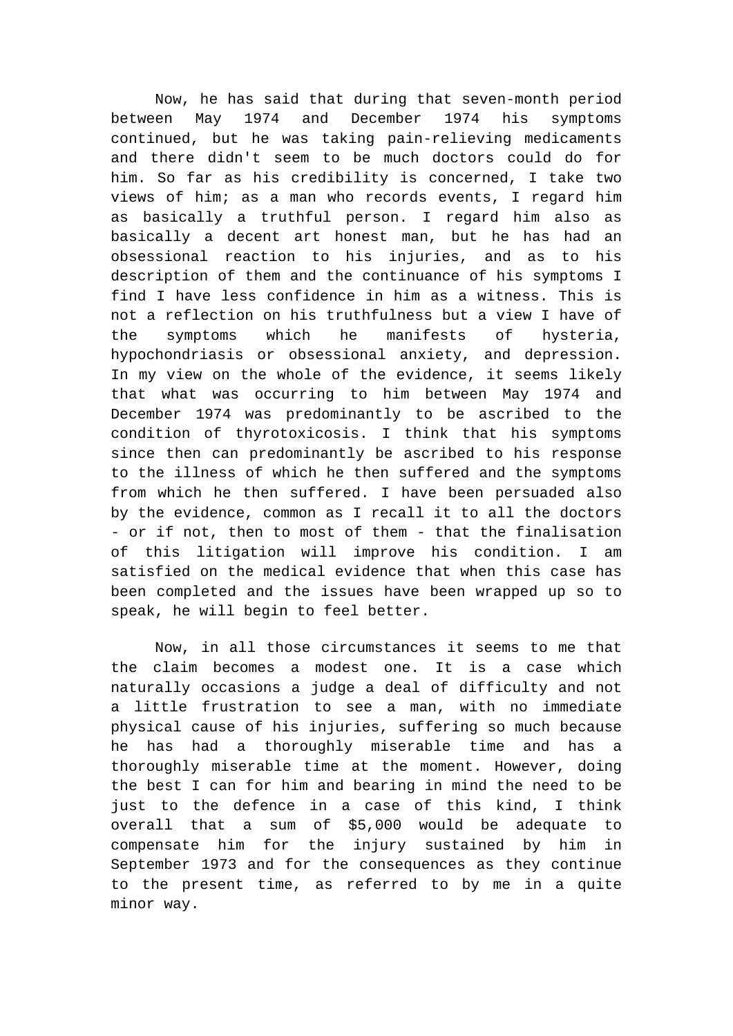Now, he has said that during that seven-month period between May 1974 and December 1974 his symptoms continued, but he was taking pain-relieving medicaments and there didn't seem to be much doctors could do for him. So far as his credibility is concerned, I take two views of him; as a man who records events, I regard him as basically a truthful person. I regard him also as basically a decent art honest man, but he has had an obsessional reaction to his injuries, and as to his description of them and the continuance of his symptoms I find I have less confidence in him as a witness. This is not a reflection on his truthfulness but a view I have of the symptoms which he manifests of hysteria, hypochondriasis or obsessional anxiety, and depression. In my view on the whole of the evidence, it seems likely that what was occurring to him between May 1974 and December 1974 was predominantly to be ascribed to the condition of thyrotoxicosis. I think that his symptoms since then can predominantly be ascribed to his response to the illness of which he then suffered and the symptoms from which he then suffered. I have been persuaded also by the evidence, common as I recall it to all the doctors - or if not, then to most of them - that the finalisation of this litigation will improve his condition. I am satisfied on the medical evidence that when this case has been completed and the issues have been wrapped up so to speak, he will begin to feel better.

Now, in all those circumstances it seems to me that the claim becomes a modest one. It is a case which naturally occasions a judge a deal of difficulty and not a little frustration to see a man, with no immediate physical cause of his injuries, suffering so much because he has had a thoroughly miserable time and has a thoroughly miserable time at the moment. However, doing the best I can for him and bearing in mind the need to be just to the defence in a case of this kind, I think overall that a sum of $5,000 would be adequate to compensate him for the injury sustained by him in September 1973 and for the consequences as they continue to the present time, as referred to by me in a quite minor way.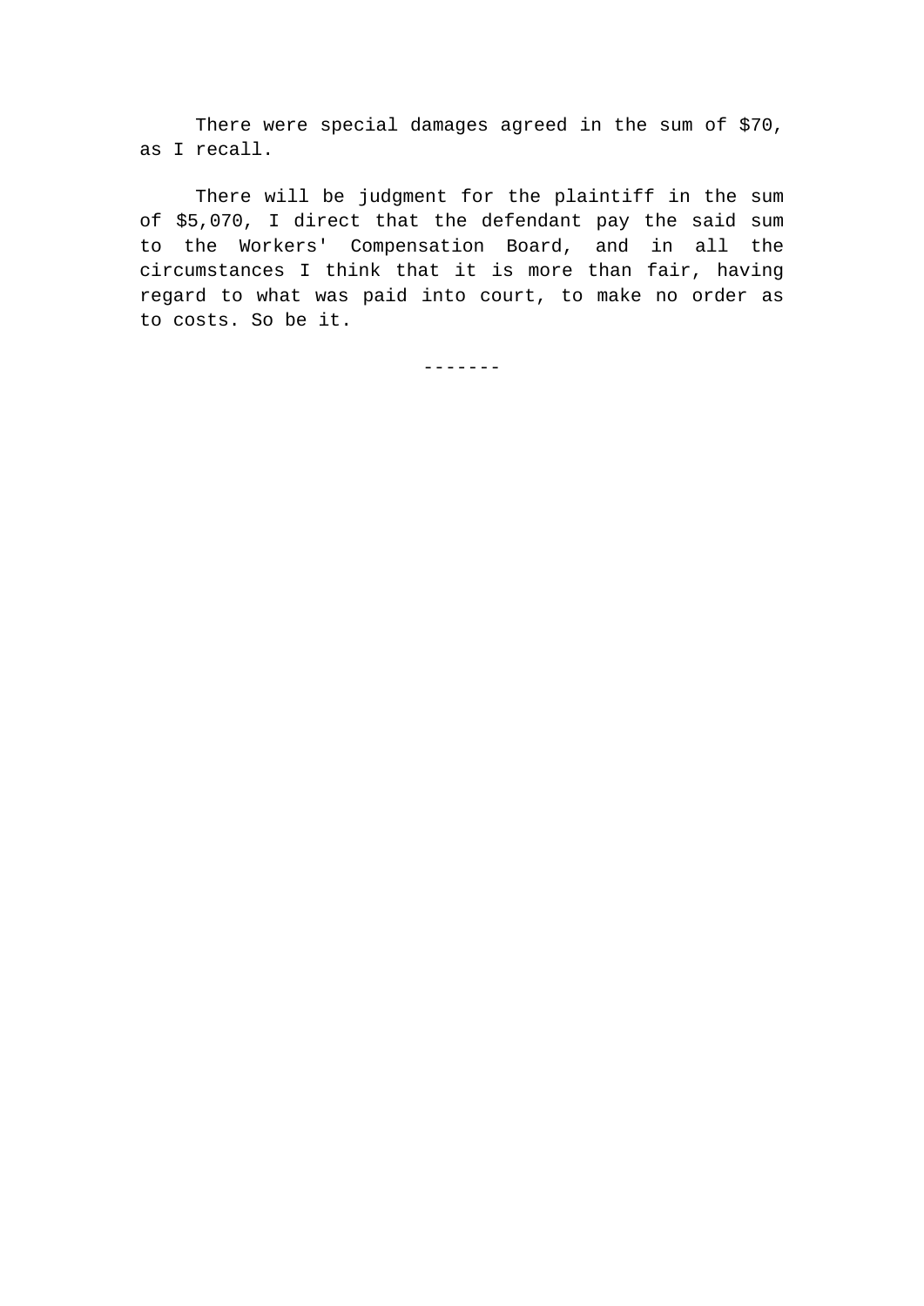There were special damages agreed in the sum of $70, as I recall.

There will be judgment for the plaintiff in the sum of $5,070, I direct that the defendant pay the said sum to the Workers' Compensation Board, and in all the circumstances I think that it is more than fair, having regard to what was paid into court, to make no order as to costs. So be it.

-------